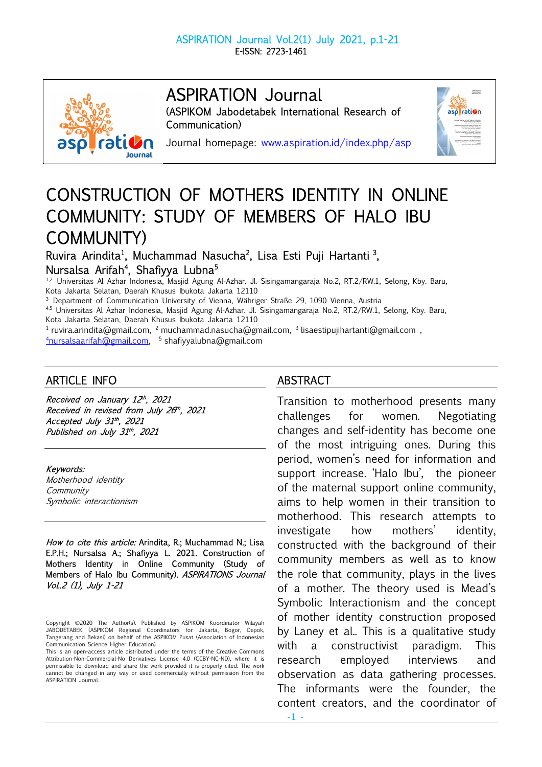# CONSTRUCTION OF MOTHERS IDENTITY IN ONLINE COMMUNITY: STUDY OF MEMBERS OF HALO IBU COMMUNITY)

Ruvira Arindita[1], Muchammad Nasucha[2], Lisa Esti Puji Hartanti [3], Nursalsa Arifah[4], Shafiyya Lubna[5]

[1,2] Universitas Al Azhar Indonesia, Masjid Agung Al-Azhar. Jl. Sisingamangaraja No.2, RT.2/RW.1, Selong, Kby. Baru, Kota Jakarta Selatan, Daerah Khusus Ibukota Jakarta 12110

[3] Department of Communication University of Vienna, Währiger Straße 29, 1090 Vienna, Austria

[4,5] Universitas Al Azhar Indonesia, Masjid Agung Al-Azhar. Jl. Sisingamangaraja No.2, RT.2/RW.1, Selong, Kby. Baru, Kota Jakarta Selatan, Daerah Khusus Ibukota Jakarta 12110

[1] ruvira.arindita@gmail.com, [2] muchammad.nasucha@gmail.com, [3] lisaestipujihartanti@gmail.com , [4]nursalsaarifah@gmail.com, [5] shafiyyalubna@gmail.com

## ARTICLE INFO

*Received on January 12th, 2021*
*Received in revised from July 26th, 2021*
*Accepted July 31th, 2021*
*Published on July 31th, 2021*

*Keywords:*
*Motherhood identity*
*Community*
*Symbolic interactionism*

*How to cite this article:* Arindita, R.; Muchammad N.; Lisa E.P.H.; Nursalsa A.; Shafiyya L. 2021. Construction of Mothers Identity in Online Community (Study of Members of Halo Ibu Community). *ASPIRATIONS Journal Vol..2 (1), July 1-21*

Copyright ©2020 The Author(s). Published by ASPIKOM Koordinator Wilayah JABODETABEK (ASPIKOM Regional Coordinators for Jakarta, Bogor, Depok, Tangerang and Bekasi) on behalf of the ASPIKOM Pusat (Association of Indonesian Communication Science Higher Education).
This is an open-access article distributed under the terms of the Creative Commons Attribution-Non-Commercial-No Derivatives License 4.0 (CCBY-NC-ND), where it is permissible to download and share the work provided it is properly cited. The work cannot be changed in any way or used commercially without permission from the ASPIRATION Journal.

## ABSTRACT

Transition to motherhood presents many challenges for women. Negotiating changes and self-identity has become one of the most intriguing ones. During this period, women's need for information and support increase. 'Halo Ibu', the pioneer of the maternal support online community, aims to help women in their transition to motherhood. This research attempts to investigate how mothers' identity, constructed with the background of their community members as well as to know the role that community, plays in the lives of a mother. The theory used is Mead's Symbolic Interactionism and the concept of mother identity construction proposed by Laney et al.. This is a qualitative study with a constructivist paradigm. This research employed interviews and observation as data gathering processes. The informants were the founder, the content creators, and the coordinator of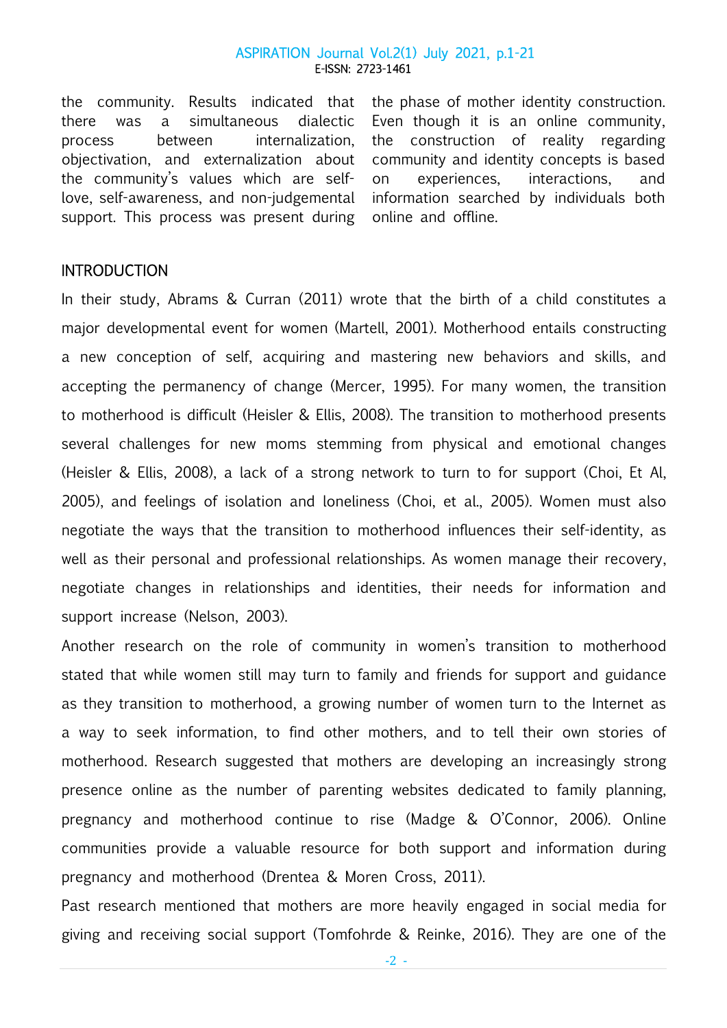the community. Results indicated that there was a simultaneous dialectic process between internalization, objectivation, and externalization about the community's values which are self-love, self-awareness, and non-judgemental support. This process was present during the phase of mother identity construction. Even though it is an online community, the construction of reality regarding community and identity concepts is based on experiences, interactions, and information searched by individuals both online and offline.

## INTRODUCTION

In their study, Abrams & Curran (2011) wrote that the birth of a child constitutes a major developmental event for women (Martell, 2001). Motherhood entails constructing a new conception of self, acquiring and mastering new behaviors and skills, and accepting the permanency of change (Mercer, 1995). For many women, the transition to motherhood is difficult (Heisler & Ellis, 2008). The transition to motherhood presents several challenges for new moms stemming from physical and emotional changes (Heisler & Ellis, 2008), a lack of a strong network to turn to for support (Choi, Et Al, 2005), and feelings of isolation and loneliness (Choi, et al., 2005). Women must also negotiate the ways that the transition to motherhood influences their self-identity, as well as their personal and professional relationships. As women manage their recovery, negotiate changes in relationships and identities, their needs for information and support increase (Nelson, 2003).

Another research on the role of community in women's transition to motherhood stated that while women still may turn to family and friends for support and guidance as they transition to motherhood, a growing number of women turn to the Internet as a way to seek information, to find other mothers, and to tell their own stories of motherhood. Research suggested that mothers are developing an increasingly strong presence online as the number of parenting websites dedicated to family planning, pregnancy and motherhood continue to rise (Madge & O'Connor, 2006). Online communities provide a valuable resource for both support and information during pregnancy and motherhood (Drentea & Moren Cross, 2011).

Past research mentioned that mothers are more heavily engaged in social media for giving and receiving social support (Tomfohrde & Reinke, 2016). They are one of the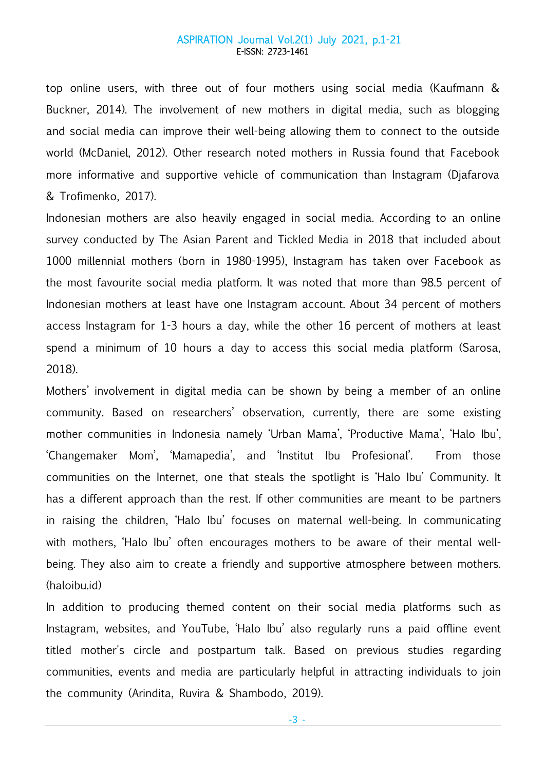top online users, with three out of four mothers using social media (Kaufmann & Buckner, 2014). The involvement of new mothers in digital media, such as blogging and social media can improve their well-being allowing them to connect to the outside world (McDaniel, 2012). Other research noted mothers in Russia found that Facebook more informative and supportive vehicle of communication than Instagram (Djafarova & Trofimenko, 2017).

Indonesian mothers are also heavily engaged in social media. According to an online survey conducted by The Asian Parent and Tickled Media in 2018 that included about 1000 millennial mothers (born in 1980-1995), Instagram has taken over Facebook as the most favourite social media platform. It was noted that more than 98.5 percent of Indonesian mothers at least have one Instagram account. About 34 percent of mothers access Instagram for 1-3 hours a day, while the other 16 percent of mothers at least spend a minimum of 10 hours a day to access this social media platform (Sarosa, 2018).

Mothers' involvement in digital media can be shown by being a member of an online community. Based on researchers' observation, currently, there are some existing mother communities in Indonesia namely 'Urban Mama', 'Productive Mama', 'Halo Ibu', 'Changemaker Mom', 'Mamapedia', and 'Institut Ibu Profesional'. From those communities on the Internet, one that steals the spotlight is 'Halo Ibu' Community. It has a different approach than the rest. If other communities are meant to be partners in raising the children, 'Halo Ibu' focuses on maternal well-being. In communicating with mothers, 'Halo Ibu' often encourages mothers to be aware of their mental well-being. They also aim to create a friendly and supportive atmosphere between mothers. (haloibu.id)

In addition to producing themed content on their social media platforms such as Instagram, websites, and YouTube, 'Halo Ibu' also regularly runs a paid offline event titled mother's circle and postpartum talk. Based on previous studies regarding communities, events and media are particularly helpful in attracting individuals to join the community (Arindita, Ruvira & Shambodo, 2019).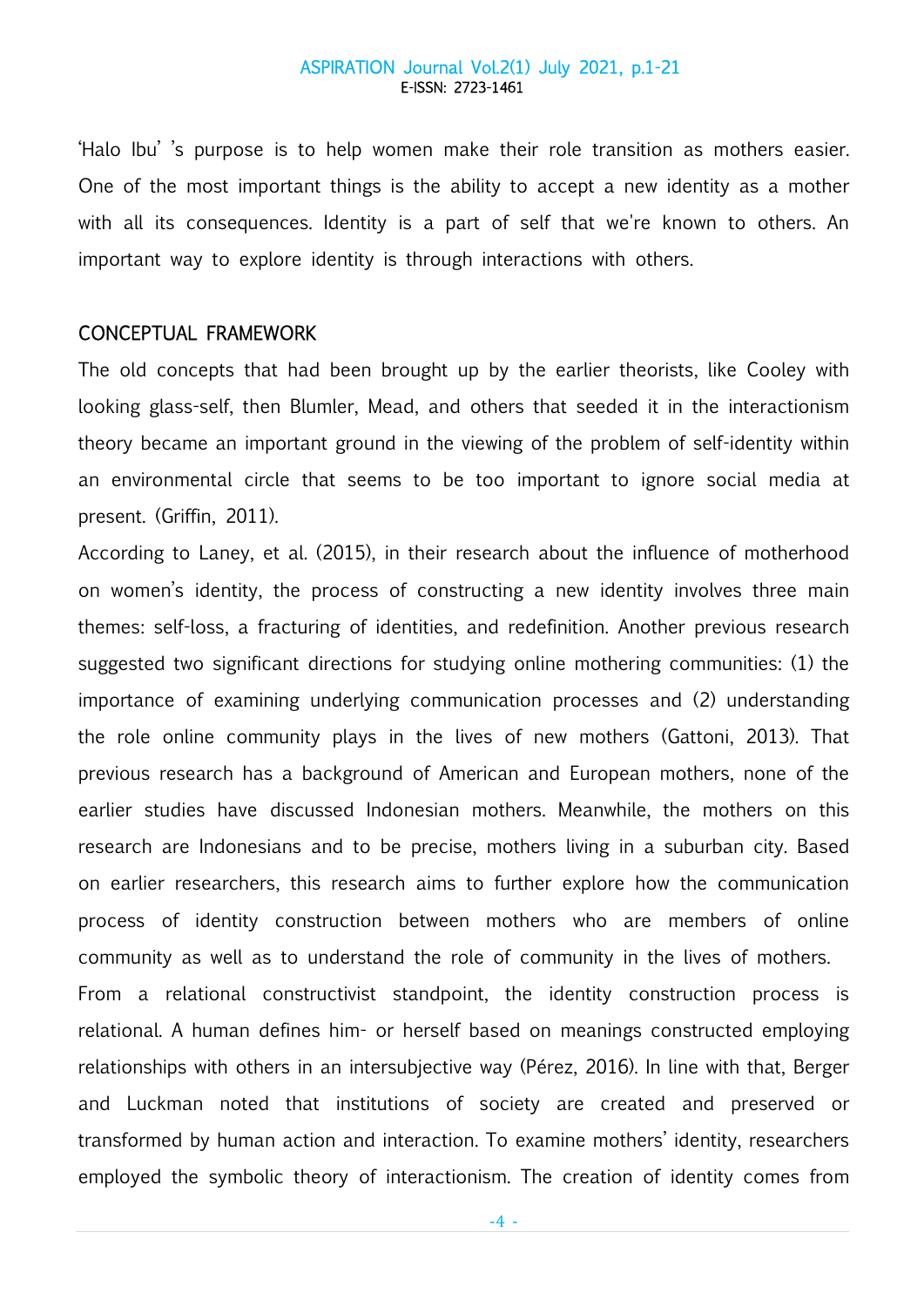'Halo Ibu' 's purpose is to help women make their role transition as mothers easier. One of the most important things is the ability to accept a new identity as a mother with all its consequences. Identity is a part of self that we're known to others. An important way to explore identity is through interactions with others.

## CONCEPTUAL FRAMEWORK

The old concepts that had been brought up by the earlier theorists, like Cooley with looking glass-self, then Blumler, Mead, and others that seeded it in the interactionism theory became an important ground in the viewing of the problem of self-identity within an environmental circle that seems to be too important to ignore social media at present. (Griffin, 2011).

According to Laney, et al. (2015), in their research about the influence of motherhood on women's identity, the process of constructing a new identity involves three main themes: self-loss, a fracturing of identities, and redefinition. Another previous research suggested two significant directions for studying online mothering communities: (1) the importance of examining underlying communication processes and (2) understanding the role online community plays in the lives of new mothers (Gattoni, 2013). That previous research has a background of American and European mothers, none of the earlier studies have discussed Indonesian mothers. Meanwhile, the mothers on this research are Indonesians and to be precise, mothers living in a suburban city. Based on earlier researchers, this research aims to further explore how the communication process of identity construction between mothers who are members of online community as well as to understand the role of community in the lives of mothers.

From a relational constructivist standpoint, the identity construction process is relational. A human defines him- or herself based on meanings constructed employing relationships with others in an intersubjective way (Pérez, 2016). In line with that, Berger and Luckman noted that institutions of society are created and preserved or transformed by human action and interaction. To examine mothers' identity, researchers employed the symbolic theory of interactionism. The creation of identity comes from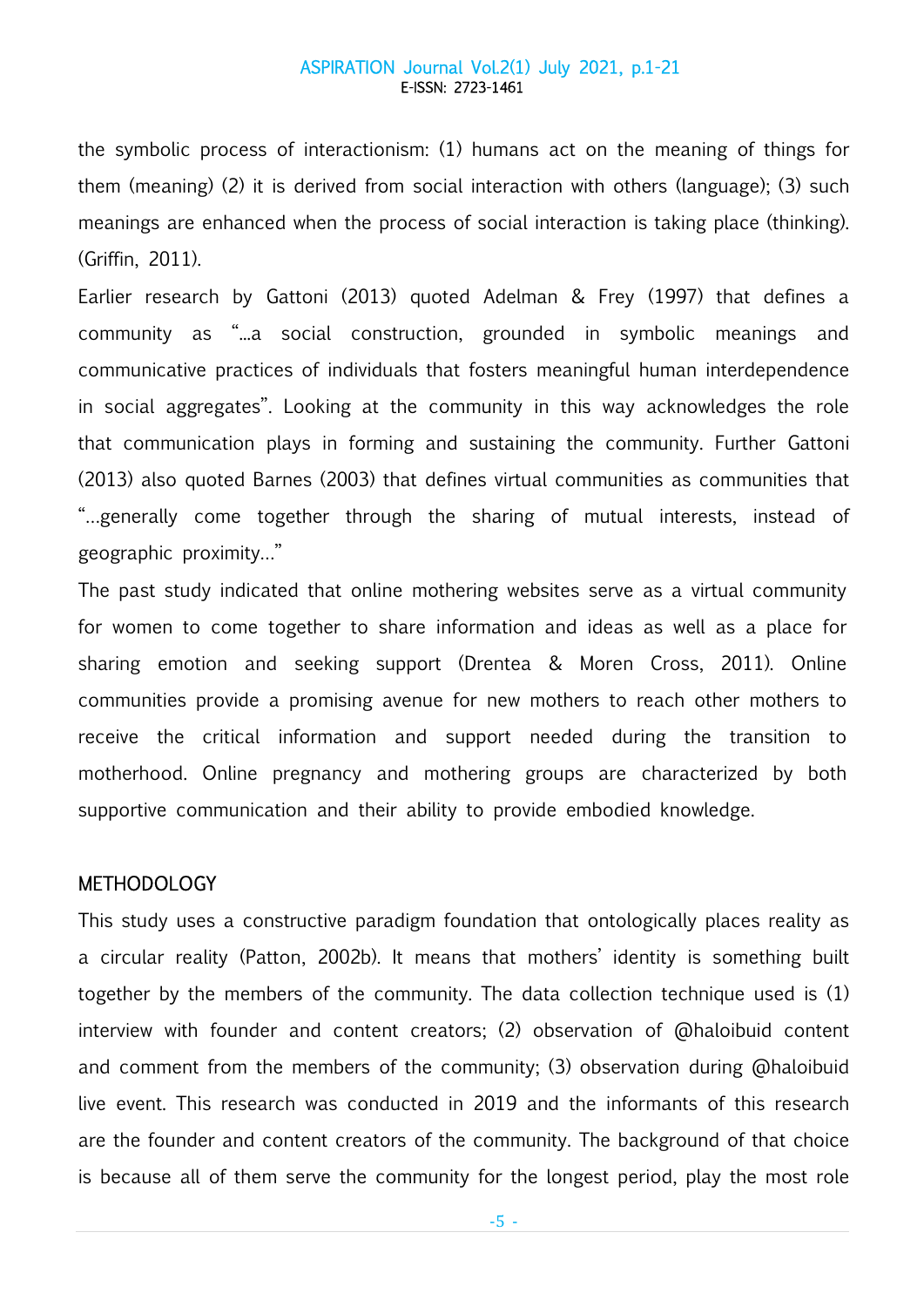the symbolic process of interactionism: (1) humans act on the meaning of things for them (meaning) (2) it is derived from social interaction with others (language); (3) such meanings are enhanced when the process of social interaction is taking place (thinking). (Griffin, 2011).

Earlier research by Gattoni (2013) quoted Adelman & Frey (1997) that defines a community as "...a social construction, grounded in symbolic meanings and communicative practices of individuals that fosters meaningful human interdependence in social aggregates". Looking at the community in this way acknowledges the role that communication plays in forming and sustaining the community. Further Gattoni (2013) also quoted Barnes (2003) that defines virtual communities as communities that "...generally come together through the sharing of mutual interests, instead of geographic proximity..."

The past study indicated that online mothering websites serve as a virtual community for women to come together to share information and ideas as well as a place for sharing emotion and seeking support (Drentea & Moren Cross, 2011). Online communities provide a promising avenue for new mothers to reach other mothers to receive the critical information and support needed during the transition to motherhood. Online pregnancy and mothering groups are characterized by both supportive communication and their ability to provide embodied knowledge.

## METHODOLOGY

This study uses a constructive paradigm foundation that ontologically places reality as a circular reality (Patton, 2002b). It means that mothers' identity is something built together by the members of the community. The data collection technique used is (1) interview with founder and content creators; (2) observation of @haloibuid content and comment from the members of the community; (3) observation during @haloibuid live event. This research was conducted in 2019 and the informants of this research are the founder and content creators of the community. The background of that choice is because all of them serve the community for the longest period, play the most role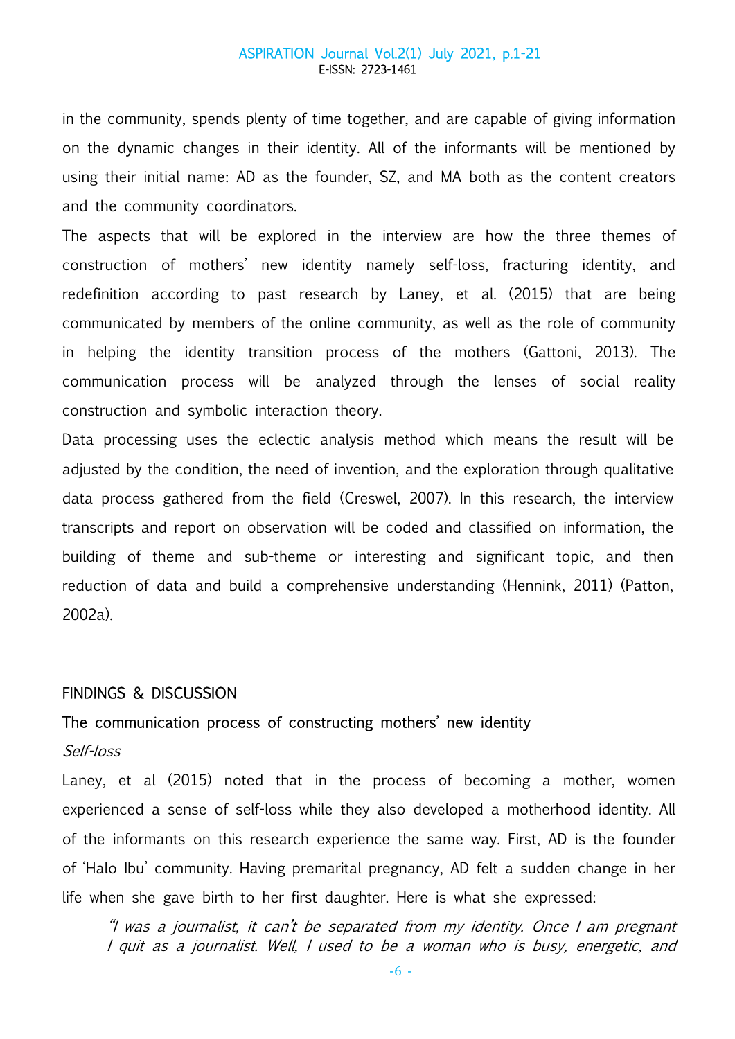in the community, spends plenty of time together, and are capable of giving information on the dynamic changes in their identity. All of the informants will be mentioned by using their initial name: AD as the founder, SZ, and MA both as the content creators and the community coordinators.

The aspects that will be explored in the interview are how the three themes of construction of mothers' new identity namely self-loss, fracturing identity, and redefinition according to past research by Laney, et al. (2015) that are being communicated by members of the online community, as well as the role of community in helping the identity transition process of the mothers (Gattoni, 2013). The communication process will be analyzed through the lenses of social reality construction and symbolic interaction theory.

Data processing uses the eclectic analysis method which means the result will be adjusted by the condition, the need of invention, and the exploration through qualitative data process gathered from the field (Creswel, 2007). In this research, the interview transcripts and report on observation will be coded and classified on information, the building of theme and sub-theme or interesting and significant topic, and then reduction of data and build a comprehensive understanding (Hennink, 2011) (Patton, 2002a).

## FINDINGS & DISCUSSION

### The communication process of constructing mothers' new identity

#### *Self-loss*

Laney, et al (2015) noted that in the process of becoming a mother, women experienced a sense of self-loss while they also developed a motherhood identity. All of the informants on this research experience the same way. First, AD is the founder of 'Halo Ibu' community. Having premarital pregnancy, AD felt a sudden change in her life when she gave birth to her first daughter. Here is what she expressed:

> *"I was a journalist, it can't be separated from my identity. Once I am pregnant I quit as a journalist. Well, I used to be a woman who is busy, energetic, and*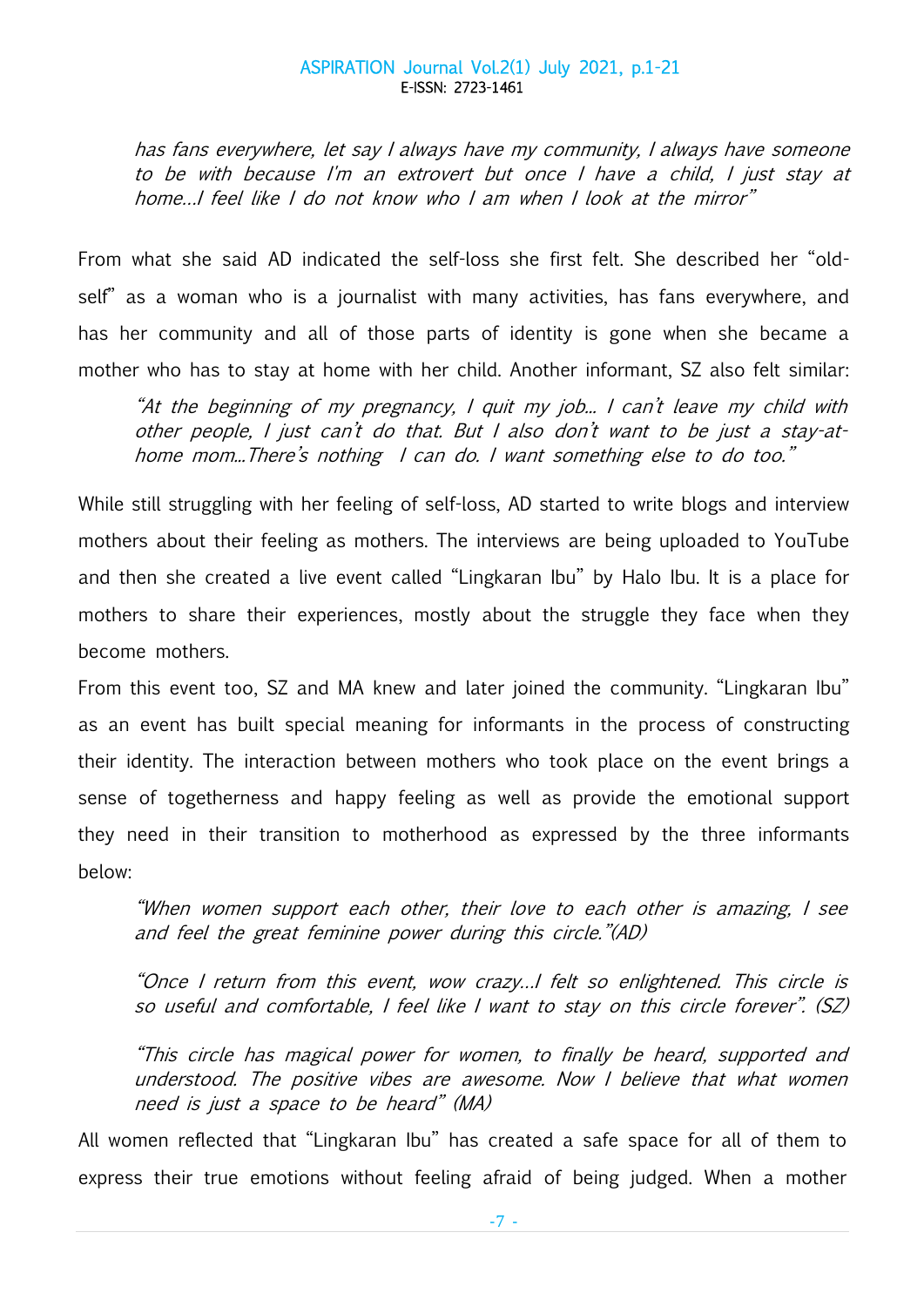*has fans everywhere, let say I always have my community, I always have someone to be with because I'm an extrovert but once I have a child, I just stay at home...I feel like I do not know who I am when I look at the mirror"*

From what she said AD indicated the self-loss she first felt. She described her "old-self" as a woman who is a journalist with many activities, has fans everywhere, and has her community and all of those parts of identity is gone when she became a mother who has to stay at home with her child. Another informant, SZ also felt similar:

> *"At the beginning of my pregnancy, I quit my job... I can't leave my child with other people, I just can't do that. But I also don't want to be just a stay-at-home mom...There's nothing I can do. I want something else to do too."*

While still struggling with her feeling of self-loss, AD started to write blogs and interview mothers about their feeling as mothers. The interviews are being uploaded to YouTube and then she created a live event called "Lingkaran Ibu" by Halo Ibu. It is a place for mothers to share their experiences, mostly about the struggle they face when they become mothers.

From this event too, SZ and MA knew and later joined the community. "Lingkaran Ibu" as an event has built special meaning for informants in the process of constructing their identity. The interaction between mothers who took place on the event brings a sense of togetherness and happy feeling as well as provide the emotional support they need in their transition to motherhood as expressed by the three informants below:

> *"When women support each other, their love to each other is amazing, I see and feel the great feminine power during this circle."(AD)*

> *"Once I return from this event, wow crazy...I felt so enlightened. This circle is so useful and comfortable, I feel like I want to stay on this circle forever". (SZ)*

> *"This circle has magical power for women, to finally be heard, supported and understood. The positive vibes are awesome. Now I believe that what women need is just a space to be heard" (MA)*

All women reflected that "Lingkaran Ibu" has created a safe space for all of them to express their true emotions without feeling afraid of being judged. When a mother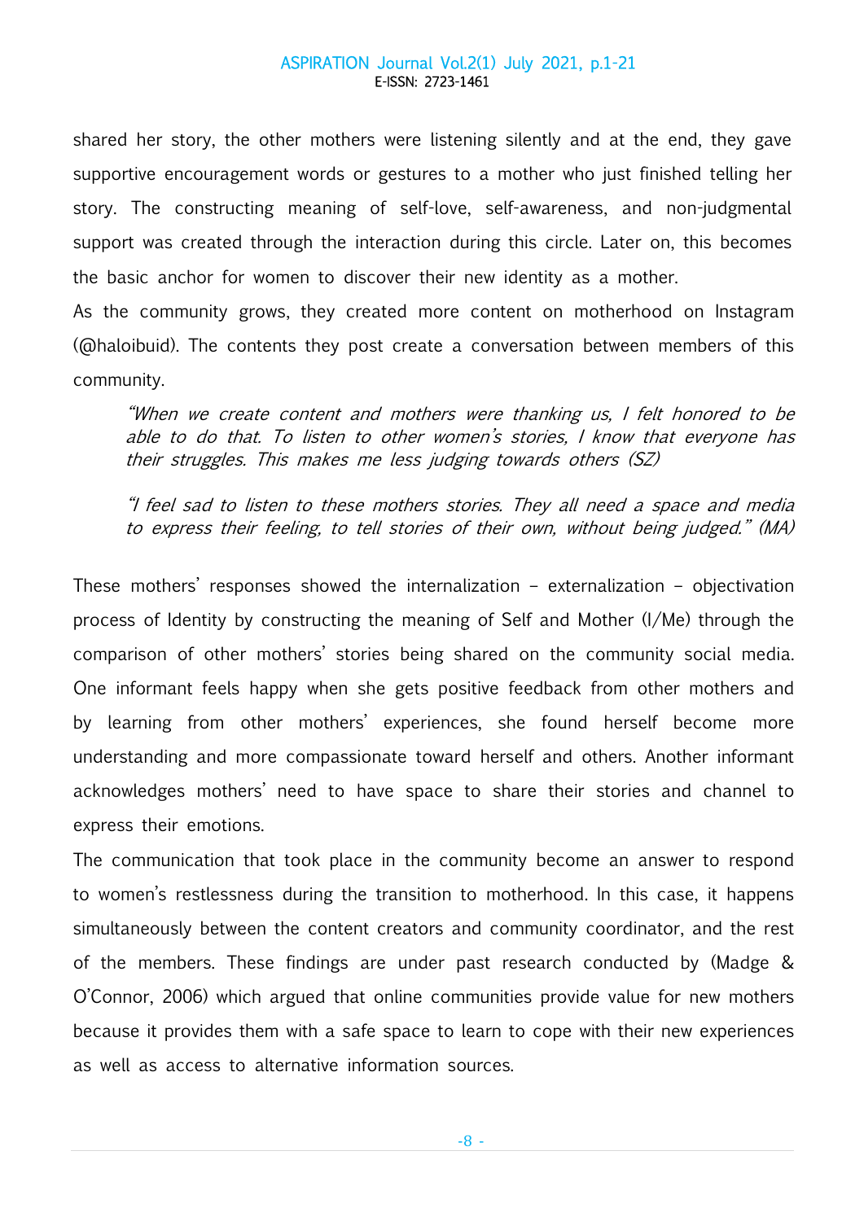shared her story, the other mothers were listening silently and at the end, they gave supportive encouragement words or gestures to a mother who just finished telling her story. The constructing meaning of self-love, self-awareness, and non-judgmental support was created through the interaction during this circle. Later on, this becomes the basic anchor for women to discover their new identity as a mother.

As the community grows, they created more content on motherhood on Instagram (@haloibuid). The contents they post create a conversation between members of this community.

> *"When we create content and mothers were thanking us, I felt honored to be able to do that. To listen to other women's stories, I know that everyone has their struggles. This makes me less judging towards others (SZ)*

> *"I feel sad to listen to these mothers stories. They all need a space and media to express their feeling, to tell stories of their own, without being judged." (MA)*

These mothers' responses showed the internalization – externalization – objectivation process of Identity by constructing the meaning of Self and Mother (I/Me) through the comparison of other mothers' stories being shared on the community social media. One informant feels happy when she gets positive feedback from other mothers and by learning from other mothers' experiences, she found herself become more understanding and more compassionate toward herself and others. Another informant acknowledges mothers' need to have space to share their stories and channel to express their emotions.

The communication that took place in the community become an answer to respond to women's restlessness during the transition to motherhood. In this case, it happens simultaneously between the content creators and community coordinator, and the rest of the members. These findings are under past research conducted by (Madge & O'Connor, 2006) which argued that online communities provide value for new mothers because it provides them with a safe space to learn to cope with their new experiences as well as access to alternative information sources.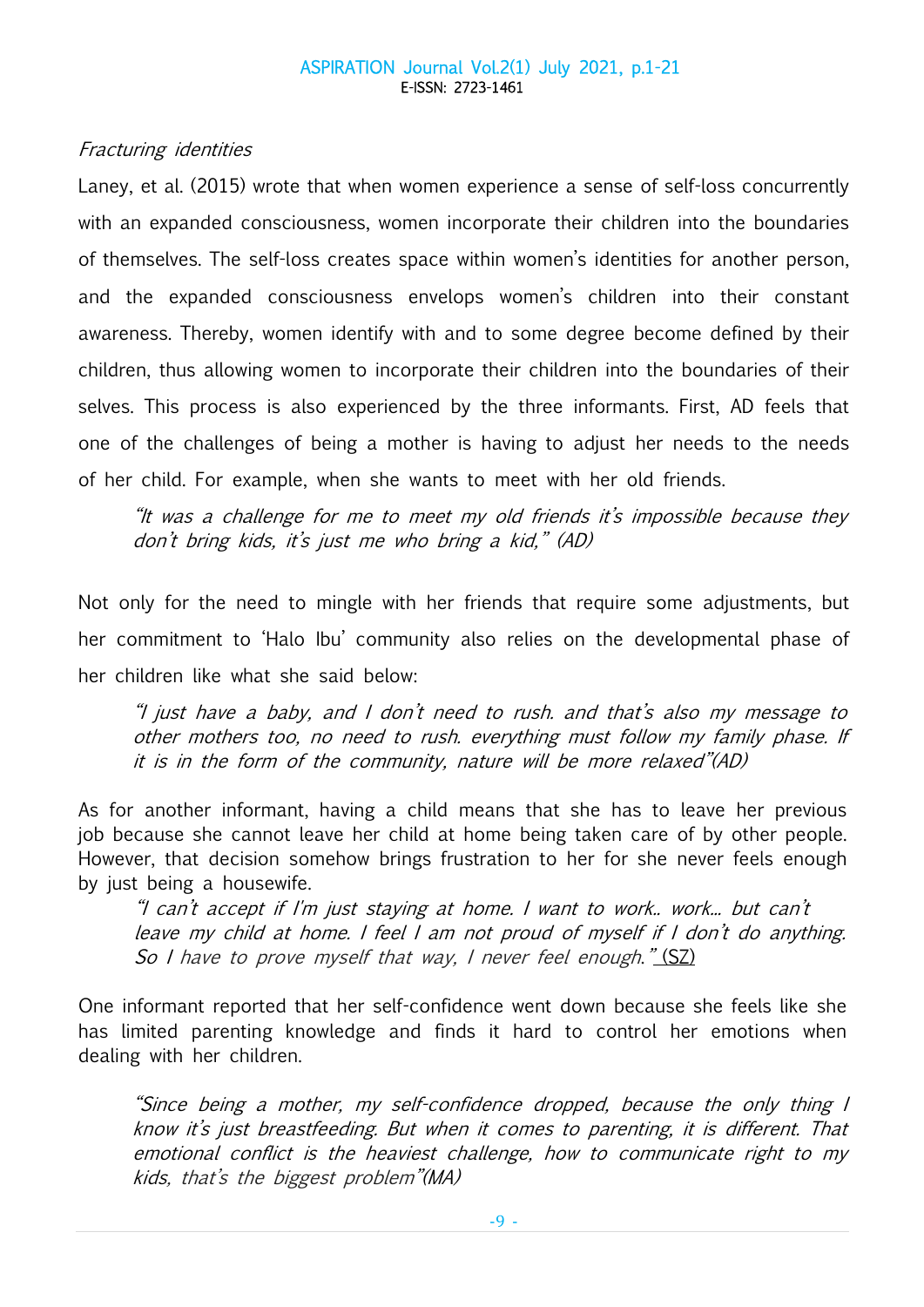*Fracturing identities*

Laney, et al. (2015) wrote that when women experience a sense of self-loss concurrently with an expanded consciousness, women incorporate their children into the boundaries of themselves. The self-loss creates space within women's identities for another person, and the expanded consciousness envelops women's children into their constant awareness. Thereby, women identify with and to some degree become defined by their children, thus allowing women to incorporate their children into the boundaries of their selves. This process is also experienced by the three informants. First, AD feels that one of the challenges of being a mother is having to adjust her needs to the needs of her child. For example, when she wants to meet with her old friends.

> *"It was a challenge for me to meet my old friends it's impossible because they don't bring kids, it's just me who bring a kid," (AD)*

Not only for the need to mingle with her friends that require some adjustments, but her commitment to 'Halo Ibu' community also relies on the developmental phase of her children like what she said below:

> *"I just have a baby, and I don't need to rush. and that's also my message to other mothers too, no need to rush. everything must follow my family phase. If it is in the form of the community, nature will be more relaxed"(AD)*

As for another informant, having a child means that she has to leave her previous job because she cannot leave her child at home being taken care of by other people. However, that decision somehow brings frustration to her for she never feels enough by just being a housewife.

> *"I can't accept if I'm just staying at home. I want to work.. work... but can't leave my child at home. I feel I am not proud of myself if I don't do anything. So I have to prove myself that way, I never feel enough."* (SZ)

One informant reported that her self-confidence went down because she feels like she has limited parenting knowledge and finds it hard to control her emotions when dealing with her children.

> *"Since being a mother, my self-confidence dropped, because the only thing I know it's just breastfeeding. But when it comes to parenting, it is different. That emotional conflict is the heaviest challenge, how to communicate right to my kids, that's the biggest problem"(MA)*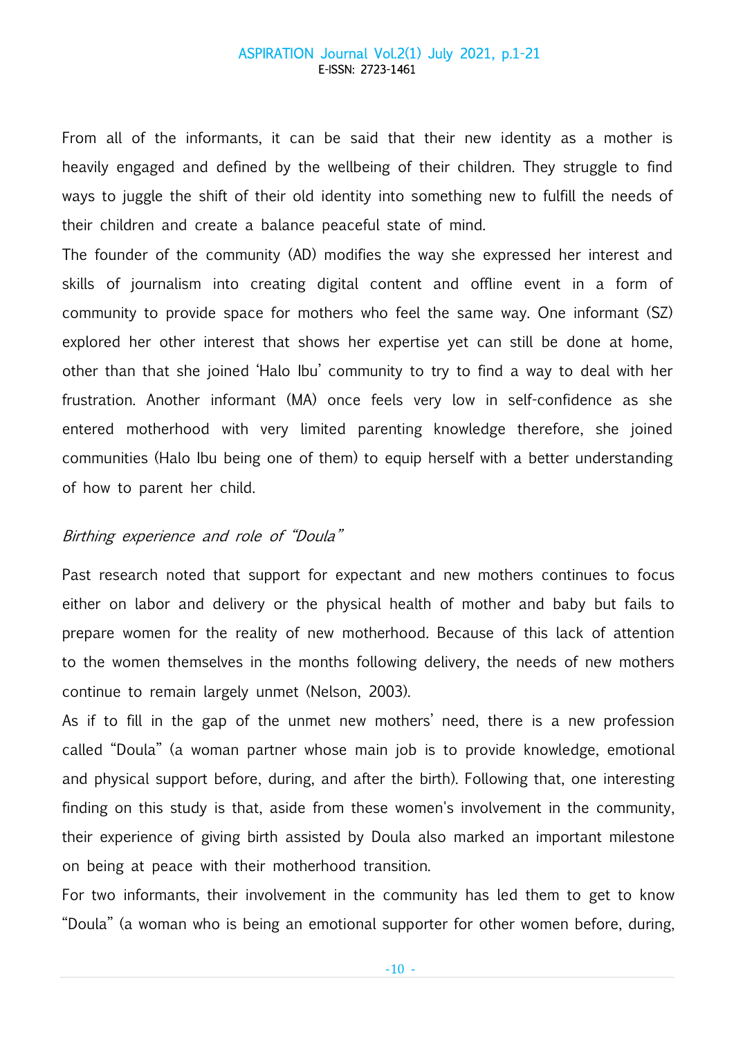From all of the informants, it can be said that their new identity as a mother is heavily engaged and defined by the wellbeing of their children. They struggle to find ways to juggle the shift of their old identity into something new to fulfill the needs of their children and create a balance peaceful state of mind.

The founder of the community (AD) modifies the way she expressed her interest and skills of journalism into creating digital content and offline event in a form of community to provide space for mothers who feel the same way. One informant (SZ) explored her other interest that shows her expertise yet can still be done at home, other than that she joined 'Halo Ibu' community to try to find a way to deal with her frustration. Another informant (MA) once feels very low in self-confidence as she entered motherhood with very limited parenting knowledge therefore, she joined communities (Halo Ibu being one of them) to equip herself with a better understanding of how to parent her child.

*Birthing experience and role of "Doula"*

Past research noted that support for expectant and new mothers continues to focus either on labor and delivery or the physical health of mother and baby but fails to prepare women for the reality of new motherhood. Because of this lack of attention to the women themselves in the months following delivery, the needs of new mothers continue to remain largely unmet (Nelson, 2003).

As if to fill in the gap of the unmet new mothers' need, there is a new profession called "Doula" (a woman partner whose main job is to provide knowledge, emotional and physical support before, during, and after the birth). Following that, one interesting finding on this study is that, aside from these women's involvement in the community, their experience of giving birth assisted by Doula also marked an important milestone on being at peace with their motherhood transition.

For two informants, their involvement in the community has led them to get to know "Doula" (a woman who is being an emotional supporter for other women before, during,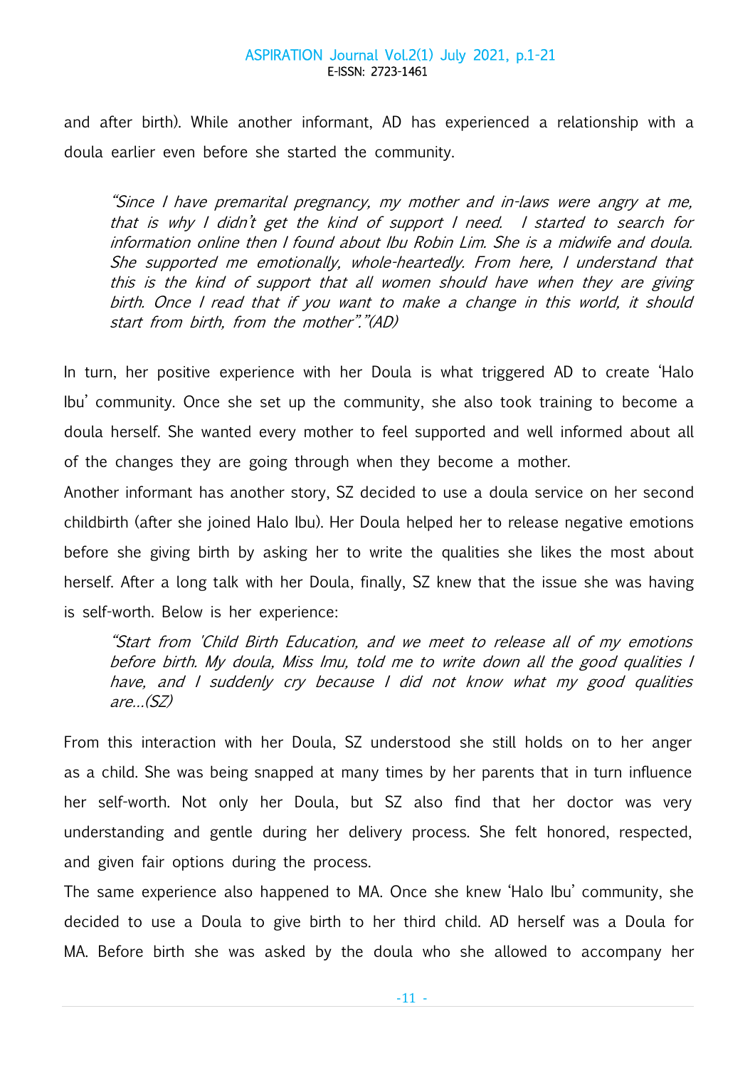and after birth). While another informant, AD has experienced a relationship with a doula earlier even before she started the community.

> *"Since I have premarital pregnancy, my mother and in-laws were angry at me, that is why I didn't get the kind of support I need. I started to search for information online then I found about Ibu Robin Lim. She is a midwife and doula. She supported me emotionally, whole-heartedly. From here, I understand that this is the kind of support that all women should have when they are giving birth. Once I read that if you want to make a change in this world, it should start from birth, from the mother"."(AD)*

In turn, her positive experience with her Doula is what triggered AD to create 'Halo Ibu' community. Once she set up the community, she also took training to become a doula herself. She wanted every mother to feel supported and well informed about all of the changes they are going through when they become a mother.

Another informant has another story, SZ decided to use a doula service on her second childbirth (after she joined Halo Ibu). Her Doula helped her to release negative emotions before she giving birth by asking her to write the qualities she likes the most about herself. After a long talk with her Doula, finally, SZ knew that the issue she was having is self-worth. Below is her experience:

> *"Start from 'Child Birth Education, and we meet to release all of my emotions before birth. My doula, Miss Imu, told me to write down all the good qualities I have, and I suddenly cry because I did not know what my good qualities are...(SZ)*

From this interaction with her Doula, SZ understood she still holds on to her anger as a child. She was being snapped at many times by her parents that in turn influence her self-worth. Not only her Doula, but SZ also find that her doctor was very understanding and gentle during her delivery process. She felt honored, respected, and given fair options during the process.

The same experience also happened to MA. Once she knew 'Halo Ibu' community, she decided to use a Doula to give birth to her third child. AD herself was a Doula for MA. Before birth she was asked by the doula who she allowed to accompany her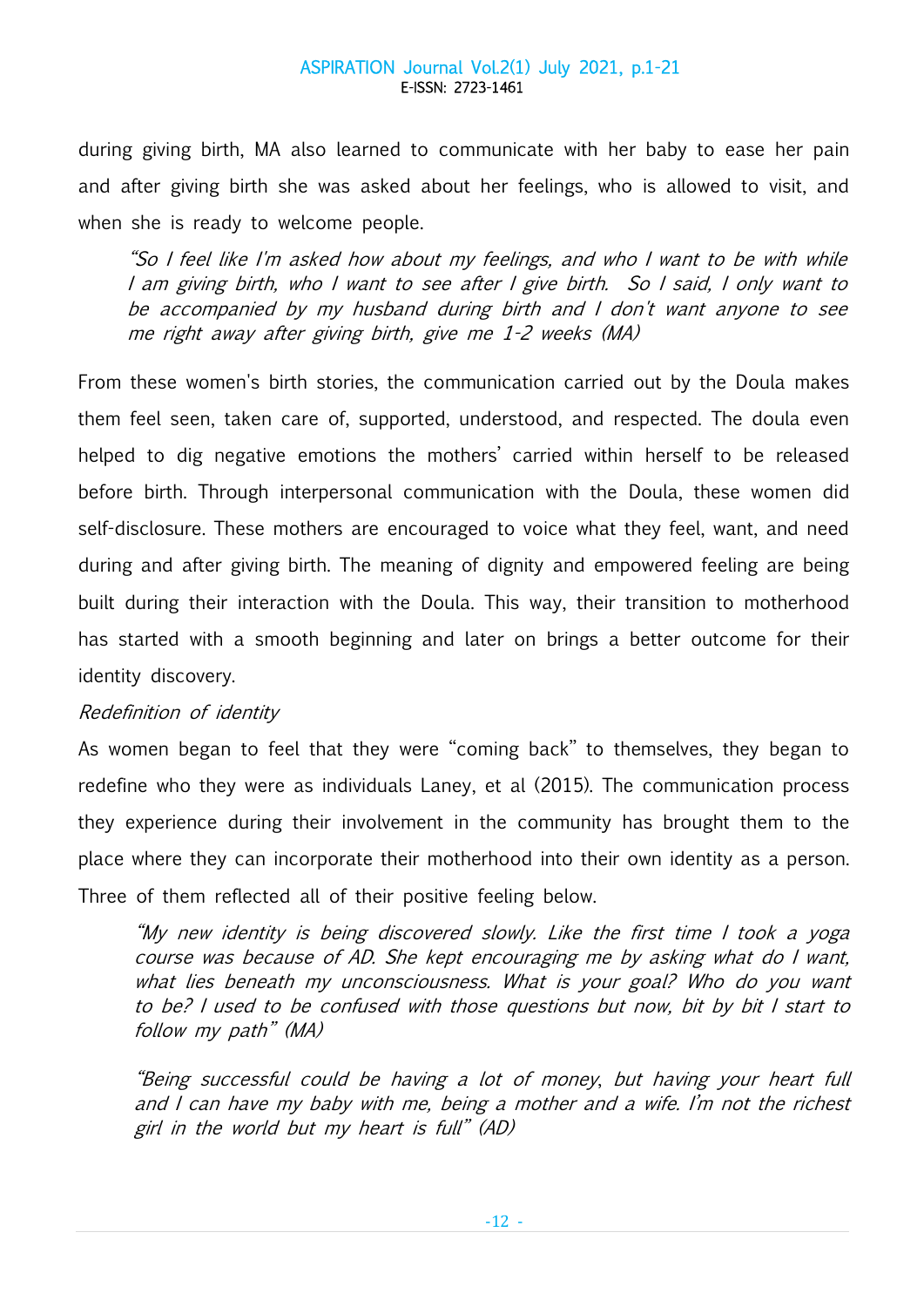during giving birth, MA also learned to communicate with her baby to ease her pain and after giving birth she was asked about her feelings, who is allowed to visit, and when she is ready to welcome people.

> *"So I feel like I'm asked how about my feelings, and who I want to be with while I am giving birth, who I want to see after I give birth. So I said, I only want to be accompanied by my husband during birth and I don't want anyone to see me right away after giving birth, give me 1-2 weeks (MA)*

From these women's birth stories, the communication carried out by the Doula makes them feel seen, taken care of, supported, understood, and respected. The doula even helped to dig negative emotions the mothers' carried within herself to be released before birth. Through interpersonal communication with the Doula, these women did self-disclosure. These mothers are encouraged to voice what they feel, want, and need during and after giving birth. The meaning of dignity and empowered feeling are being built during their interaction with the Doula. This way, their transition to motherhood has started with a smooth beginning and later on brings a better outcome for their identity discovery.

*Redefinition of identity*

As women began to feel that they were "coming back" to themselves, they began to redefine who they were as individuals Laney, et al (2015). The communication process they experience during their involvement in the community has brought them to the place where they can incorporate their motherhood into their own identity as a person. Three of them reflected all of their positive feeling below.

> *"My new identity is being discovered slowly. Like the first time I took a yoga course was because of AD. She kept encouraging me by asking what do I want, what lies beneath my unconsciousness. What is your goal? Who do you want to be? I used to be confused with those questions but now, bit by bit I start to follow my path" (MA)*

> *"Being successful could be having a lot of money, but having your heart full and I can have my baby with me, being a mother and a wife. I'm not the richest girl in the world but my heart is full" (AD)*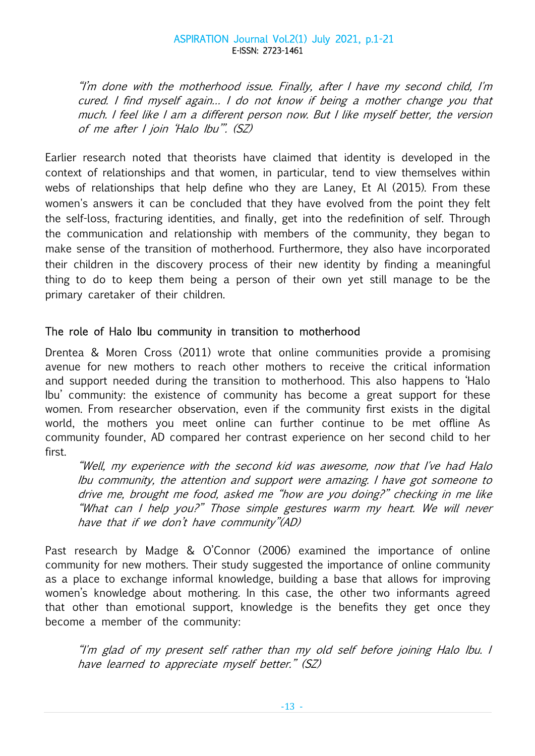> *"I'm done with the motherhood issue. Finally, after I have my second child, I'm cured. I find myself again... I do not know if being a mother change you that much. I feel like I am a different person now. But I like myself better, the version of me after I join 'Halo Ibu'". (SZ)*

Earlier research noted that theorists have claimed that identity is developed in the context of relationships and that women, in particular, tend to view themselves within webs of relationships that help define who they are Laney, Et Al (2015). From these women's answers it can be concluded that they have evolved from the point they felt the self-loss, fracturing identities, and finally, get into the redefinition of self. Through the communication and relationship with members of the community, they began to make sense of the transition of motherhood. Furthermore, they also have incorporated their children in the discovery process of their new identity by finding a meaningful thing to do to keep them being a person of their own yet still manage to be the primary caretaker of their children.

### The role of Halo Ibu community in transition to motherhood

Drentea & Moren Cross (2011) wrote that online communities provide a promising avenue for new mothers to reach other mothers to receive the critical information and support needed during the transition to motherhood. This also happens to 'Halo Ibu' community: the existence of community has become a great support for these women. From researcher observation, even if the community first exists in the digital world, the mothers you meet online can further continue to be met offline As community founder, AD compared her contrast experience on her second child to her first.

> *"Well, my experience with the second kid was awesome, now that I've had Halo Ibu community, the attention and support were amazing. I have got someone to drive me, brought me food, asked me "how are you doing?" checking in me like "What can I help you?" Those simple gestures warm my heart. We will never have that if we don't have community"(AD)*

Past research by Madge & O'Connor (2006) examined the importance of online community for new mothers. Their study suggested the importance of online community as a place to exchange informal knowledge, building a base that allows for improving women's knowledge about mothering. In this case, the other two informants agreed that other than emotional support, knowledge is the benefits they get once they become a member of the community:

> *"I'm glad of my present self rather than my old self before joining Halo Ibu. I have learned to appreciate myself better." (SZ)*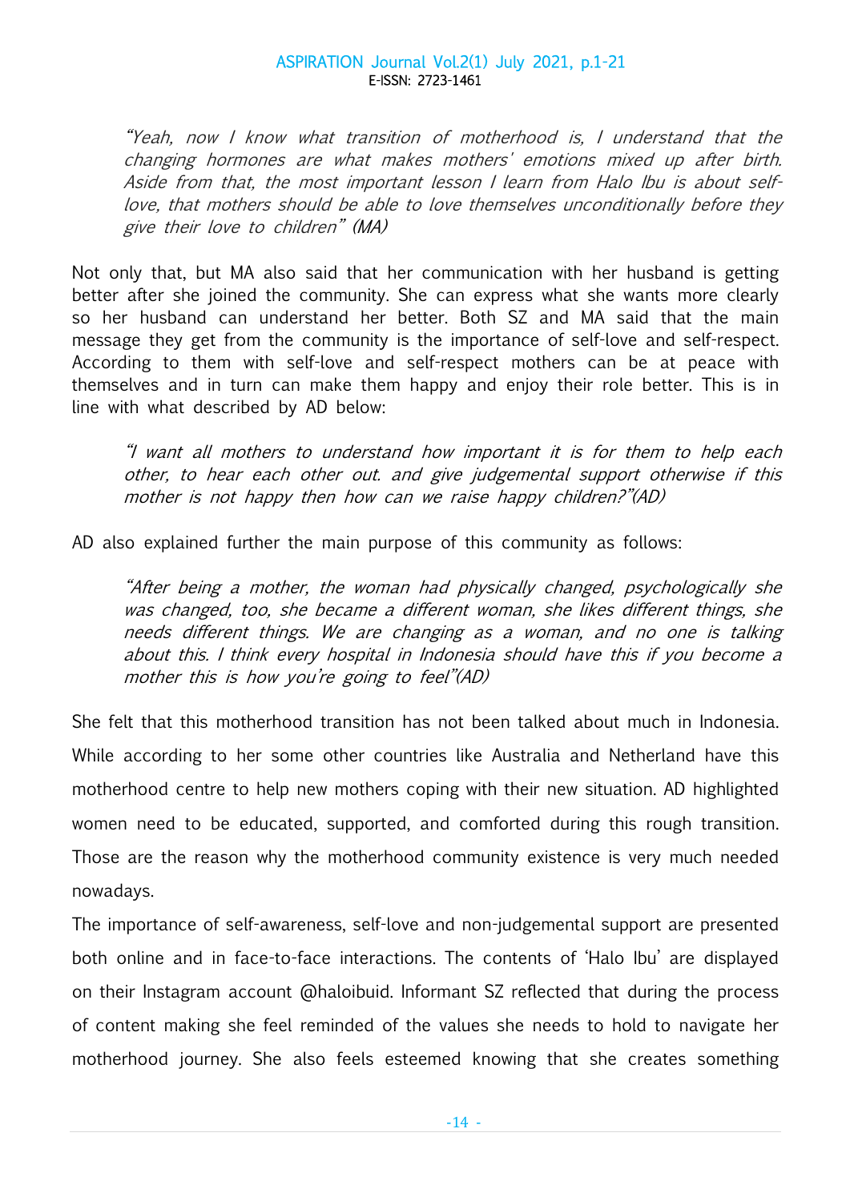*"Yeah, now I know what transition of motherhood is, I understand that the changing hormones are what makes mothers' emotions mixed up after birth. Aside from that, the most important lesson I learn from Halo Ibu is about self-love, that mothers should be able to love themselves unconditionally before they give their love to children"* (MA)

Not only that, but MA also said that her communication with her husband is getting better after she joined the community. She can express what she wants more clearly so her husband can understand her better. Both SZ and MA said that the main message they get from the community is the importance of self-love and self-respect. According to them with self-love and self-respect mothers can be at peace with themselves and in turn can make them happy and enjoy their role better. This is in line with what described by AD below:

*"I want all mothers to understand how important it is for them to help each other, to hear each other out. and give judgemental support otherwise if this mother is not happy then how can we raise happy children?"*(AD)

AD also explained further the main purpose of this community as follows:

*"After being a mother, the woman had physically changed, psychologically she was changed, too, she became a different woman, she likes different things, she needs different things. We are changing as a woman, and no one is talking about this. I think every hospital in Indonesia should have this if you become a mother this is how you're going to feel"*(AD)

She felt that this motherhood transition has not been talked about much in Indonesia. While according to her some other countries like Australia and Netherland have this motherhood centre to help new mothers coping with their new situation. AD highlighted women need to be educated, supported, and comforted during this rough transition. Those are the reason why the motherhood community existence is very much needed nowadays.

The importance of self-awareness, self-love and non-judgemental support are presented both online and in face-to-face interactions. The contents of 'Halo Ibu' are displayed on their Instagram account @haloibuid. Informant SZ reflected that during the process of content making she feel reminded of the values she needs to hold to navigate her motherhood journey. She also feels esteemed knowing that she creates something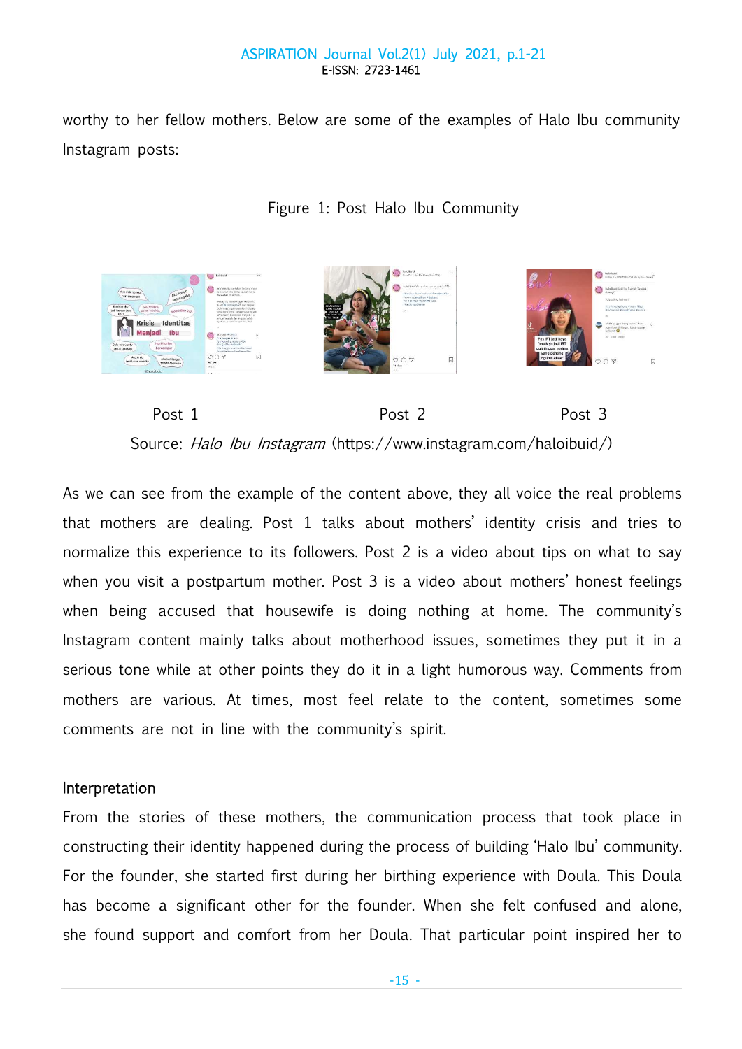worthy to her fellow mothers. Below are some of the examples of Halo Ibu community Instagram posts:

Figure 1: Post Halo Ibu Community

Post 1 Post 2 Post 3

Source: *Halo Ibu Instagram* (https://www.instagram.com/haloibuid/)

As we can see from the example of the content above, they all voice the real problems that mothers are dealing. Post 1 talks about mothers' identity crisis and tries to normalize this experience to its followers. Post 2 is a video about tips on what to say when you visit a postpartum mother. Post 3 is a video about mothers' honest feelings when being accused that housewife is doing nothing at home. The community's Instagram content mainly talks about motherhood issues, sometimes they put it in a serious tone while at other points they do it in a light humorous way. Comments from mothers are various. At times, most feel relate to the content, sometimes some comments are not in line with the community's spirit.

### Interpretation

From the stories of these mothers, the communication process that took place in constructing their identity happened during the process of building 'Halo Ibu' community. For the founder, she started first during her birthing experience with Doula. This Doula has become a significant other for the founder. When she felt confused and alone, she found support and comfort from her Doula. That particular point inspired her to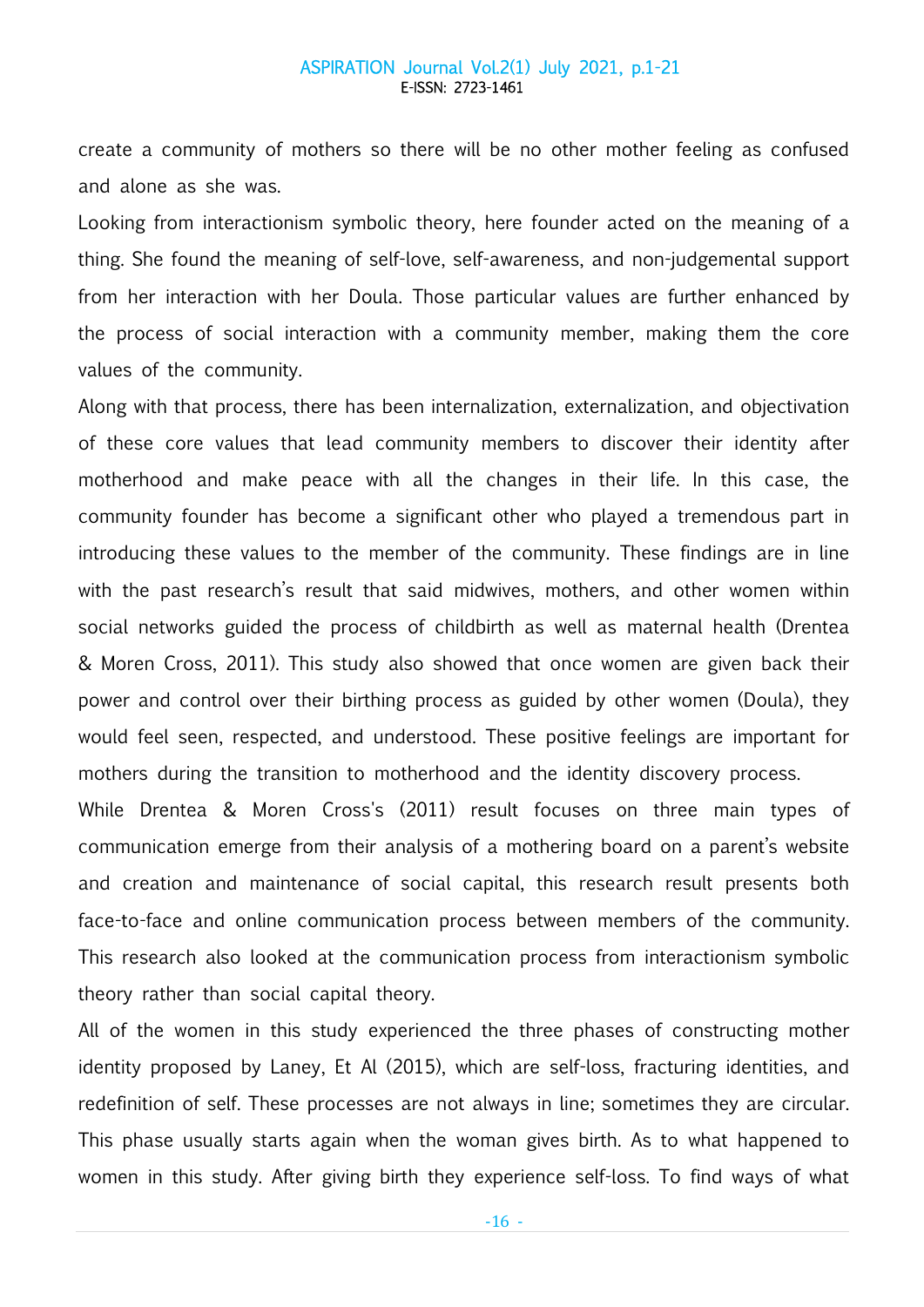create a community of mothers so there will be no other mother feeling as confused and alone as she was.

Looking from interactionism symbolic theory, here founder acted on the meaning of a thing. She found the meaning of self-love, self-awareness, and non-judgemental support from her interaction with her Doula. Those particular values are further enhanced by the process of social interaction with a community member, making them the core values of the community.

Along with that process, there has been internalization, externalization, and objectivation of these core values that lead community members to discover their identity after motherhood and make peace with all the changes in their life. In this case, the community founder has become a significant other who played a tremendous part in introducing these values to the member of the community. These findings are in line with the past research's result that said midwives, mothers, and other women within social networks guided the process of childbirth as well as maternal health (Drentea & Moren Cross, 2011). This study also showed that once women are given back their power and control over their birthing process as guided by other women (Doula), they would feel seen, respected, and understood. These positive feelings are important for mothers during the transition to motherhood and the identity discovery process.

While Drentea & Moren Cross's (2011) result focuses on three main types of communication emerge from their analysis of a mothering board on a parent's website and creation and maintenance of social capital, this research result presents both face-to-face and online communication process between members of the community. This research also looked at the communication process from interactionism symbolic theory rather than social capital theory.

All of the women in this study experienced the three phases of constructing mother identity proposed by Laney, Et Al (2015), which are self-loss, fracturing identities, and redefinition of self. These processes are not always in line; sometimes they are circular. This phase usually starts again when the woman gives birth. As to what happened to women in this study. After giving birth they experience self-loss. To find ways of what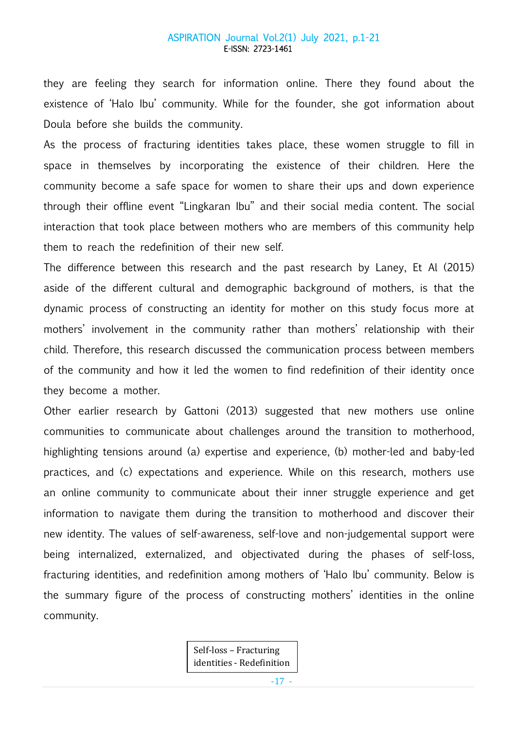they are feeling they search for information online. There they found about the existence of 'Halo Ibu' community. While for the founder, she got information about Doula before she builds the community.

As the process of fracturing identities takes place, these women struggle to fill in space in themselves by incorporating the existence of their children. Here the community become a safe space for women to share their ups and down experience through their offline event "Lingkaran Ibu" and their social media content. The social interaction that took place between mothers who are members of this community help them to reach the redefinition of their new self.

The difference between this research and the past research by Laney, Et Al (2015) aside of the different cultural and demographic background of mothers, is that the dynamic process of constructing an identity for mother on this study focus more at mothers' involvement in the community rather than mothers' relationship with their child. Therefore, this research discussed the communication process between members of the community and how it led the women to find redefinition of their identity once they become a mother.

Other earlier research by Gattoni (2013) suggested that new mothers use online communities to communicate about challenges around the transition to motherhood, highlighting tensions around (a) expertise and experience, (b) mother-led and baby-led practices, and (c) expectations and experience. While on this research, mothers use an online community to communicate about their inner struggle experience and get information to navigate them during the transition to motherhood and discover their new identity. The values of self-awareness, self-love and non-judgemental support were being internalized, externalized, and objectivated during the phases of self-loss, fracturing identities, and redefinition among mothers of 'Halo Ibu' community. Below is the summary figure of the process of constructing mothers' identities in the online community.

Self-loss – Fracturing identities - Redefinition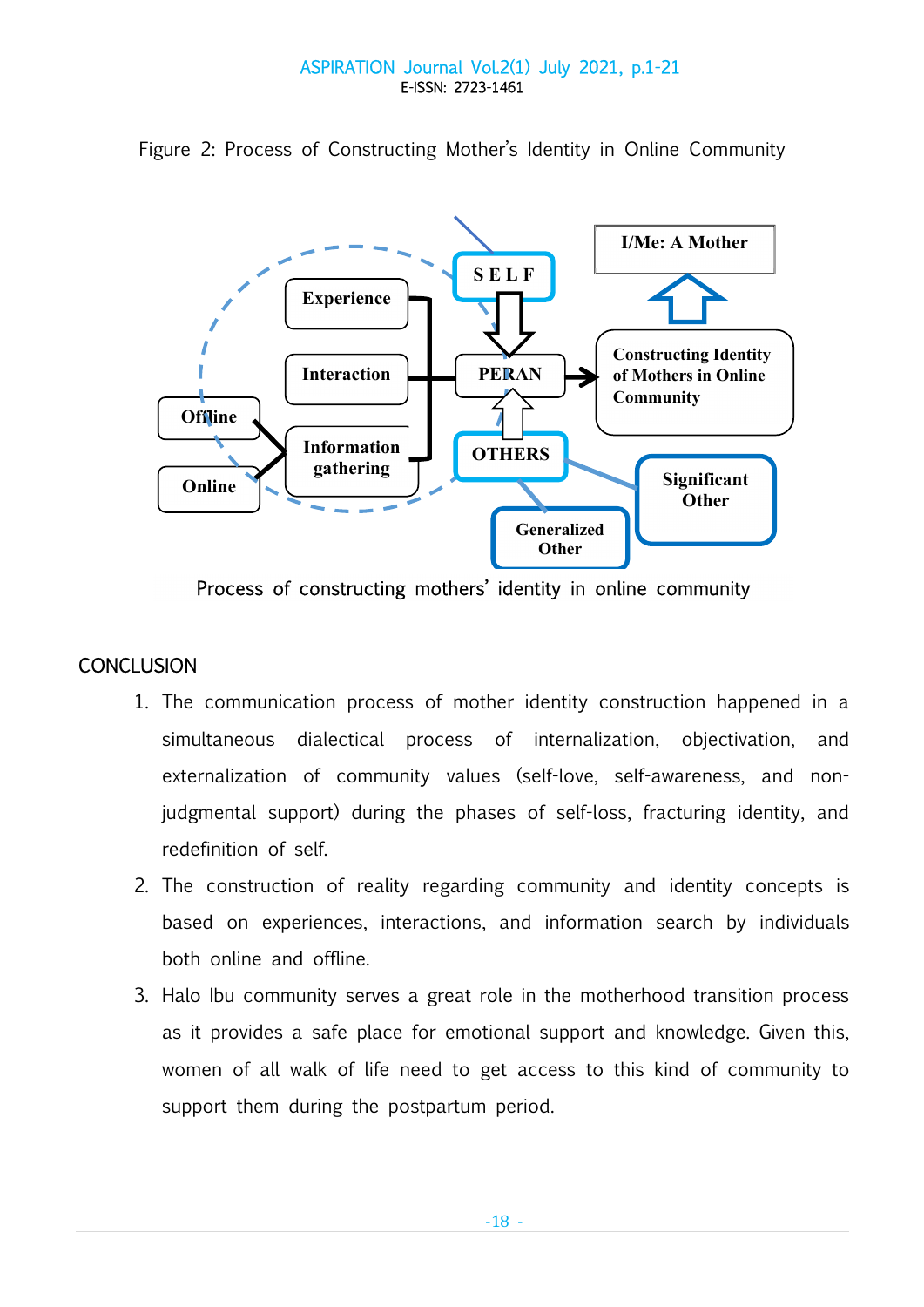Figure 2: Process of Constructing Mother's Identity in Online Community

Process of constructing mothers' identity in online community

## CONCLUSION

1. The communication process of mother identity construction happened in a simultaneous dialectical process of internalization, objectivation, and externalization of community values (self-love, self-awareness, and non-judgmental support) during the phases of self-loss, fracturing identity, and redefinition of self.
2. The construction of reality regarding community and identity concepts is based on experiences, interactions, and information search by individuals both online and offline.
3. Halo Ibu community serves a great role in the motherhood transition process as it provides a safe place for emotional support and knowledge. Given this, women of all walk of life need to get access to this kind of community to support them during the postpartum period.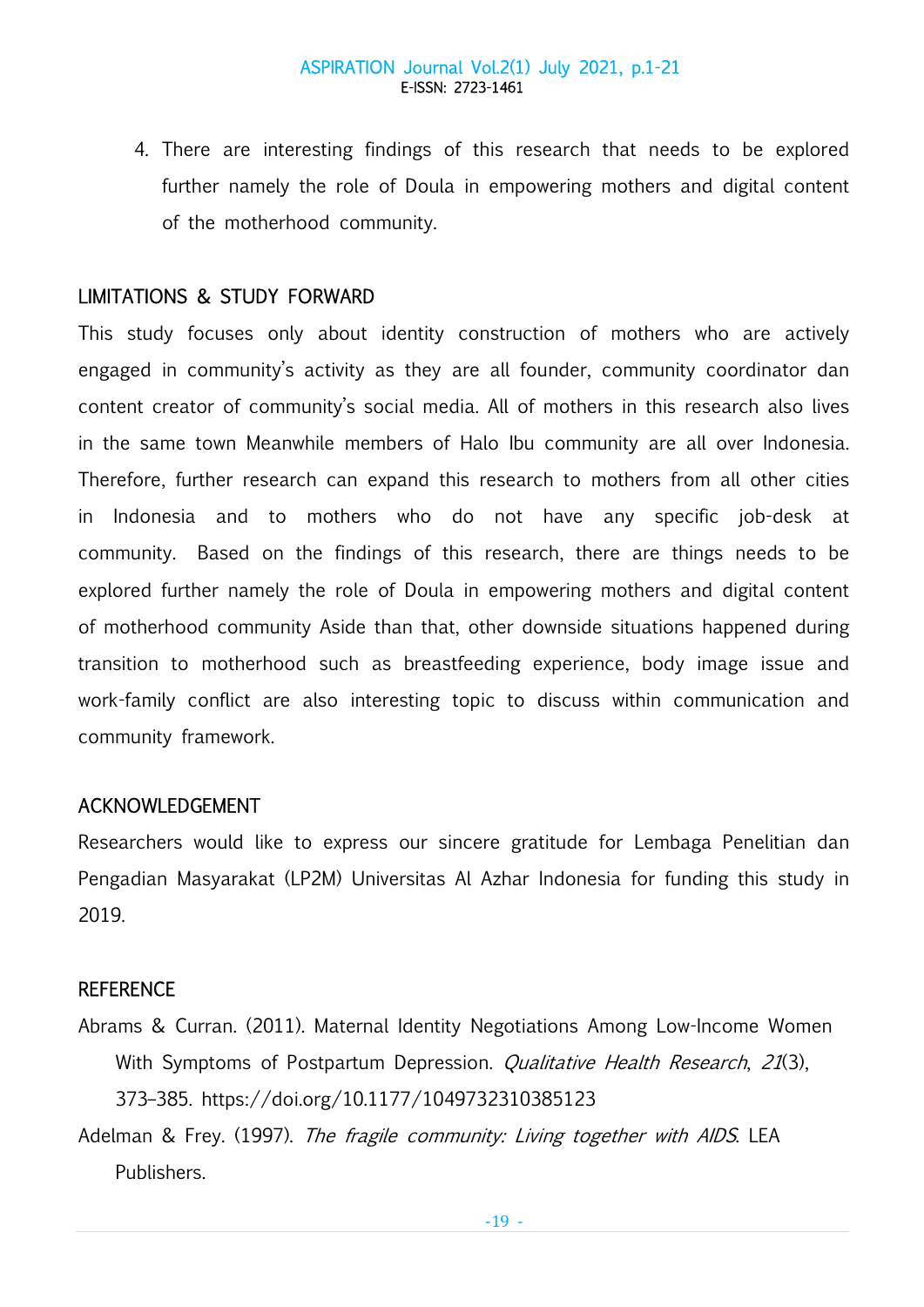4. There are interesting findings of this research that needs to be explored further namely the role of Doula in empowering mothers and digital content of the motherhood community.

## LIMITATIONS & STUDY FORWARD

This study focuses only about identity construction of mothers who are actively engaged in community's activity as they are all founder, community coordinator dan content creator of community's social media. All of mothers in this research also lives in the same town Meanwhile members of Halo Ibu community are all over Indonesia. Therefore, further research can expand this research to mothers from all other cities in Indonesia and to mothers who do not have any specific job-desk at community. Based on the findings of this research, there are things needs to be explored further namely the role of Doula in empowering mothers and digital content of motherhood community Aside than that, other downside situations happened during transition to motherhood such as breastfeeding experience, body image issue and work-family conflict are also interesting topic to discuss within communication and community framework.

## ACKNOWLEDGEMENT

Researchers would like to express our sincere gratitude for Lembaga Penelitian dan Pengadian Masyarakat (LP2M) Universitas Al Azhar Indonesia for funding this study in 2019.

## REFERENCE

Abrams & Curran. (2011). Maternal Identity Negotiations Among Low-Income Women With Symptoms of Postpartum Depression. *Qualitative Health Research*, *21*(3), 373–385. https://doi.org/10.1177/1049732310385123

Adelman & Frey. (1997). *The fragile community: Living together with AIDS*. LEA Publishers.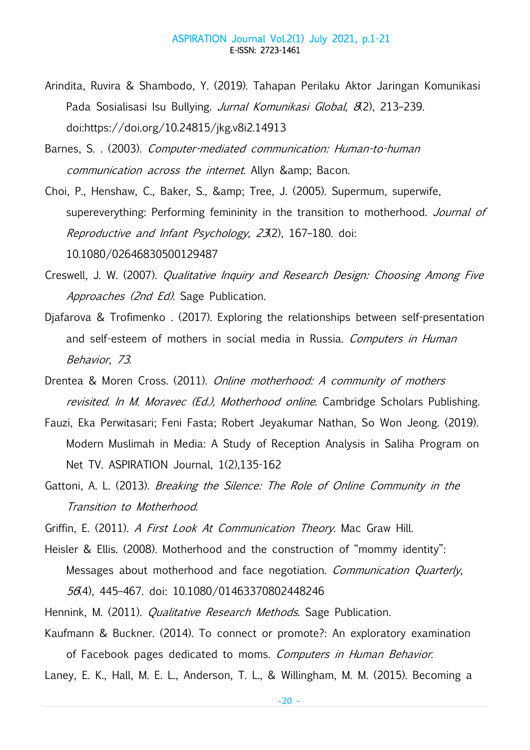Arindita, Ruvira & Shambodo, Y. (2019). Tahapan Perilaku Aktor Jaringan Komunikasi Pada Sosialisasi Isu Bullying. *Jurnal Komunikasi Global*, *8*(2), 213–239. doi:https://doi.org/10.24815/jkg.v8i2.14913

Barnes, S. . (2003). *Computer-mediated communication: Human-to-human communication across the internet*. Allyn &amp; Bacon.

Choi, P., Henshaw, C., Baker, S., &amp; Tree, J. (2005). Supermum, superwife, supereverything: Performing femininity in the transition to motherhood. *Journal of Reproductive and Infant Psychology*, *23*(2), 167–180. doi: 10.1080/02646830500129487

Creswell, J. W. (2007). *Qualitative Inquiry and Research Design: Choosing Among Five Approaches (2nd Ed).* Sage Publication.

Djafarova & Trofimenko . (2017). Exploring the relationships between self-presentation and self-esteem of mothers in social media in Russia. *Computers in Human Behavior*, *73*.

Drentea & Moren Cross. (2011). *Online motherhood: A community of mothers revisited. In M. Moravec (Ed.), Motherhood online*. Cambridge Scholars Publishing.

Fauzi, Eka Perwitasari; Feni Fasta; Robert Jeyakumar Nathan, So Won Jeong. (2019). Modern Muslimah in Media: A Study of Reception Analysis in Saliha Program on Net TV. ASPIRATION Journal, 1(2),135-162

Gattoni, A. L. (2013). *Breaking the Silence: The Role of Online Community in the Transition to Motherhood*.

Griffin, E. (2011). *A First Look At Communication Theory*. Mac Graw Hill.

Heisler & Ellis. (2008). Motherhood and the construction of "mommy identity": Messages about motherhood and face negotiation. *Communication Quarterly*, *56*(4), 445–467. doi: 10.1080/01463370802448246

Hennink, M. (2011). *Qualitative Research Methods*. Sage Publication.

Kaufmann & Buckner. (2014). To connect or promote?: An exploratory examination of Facebook pages dedicated to moms. *Computers in Human Behavior*.

Laney, E. K., Hall, M. E. L., Anderson, T. L., & Willingham, M. M. (2015). Becoming a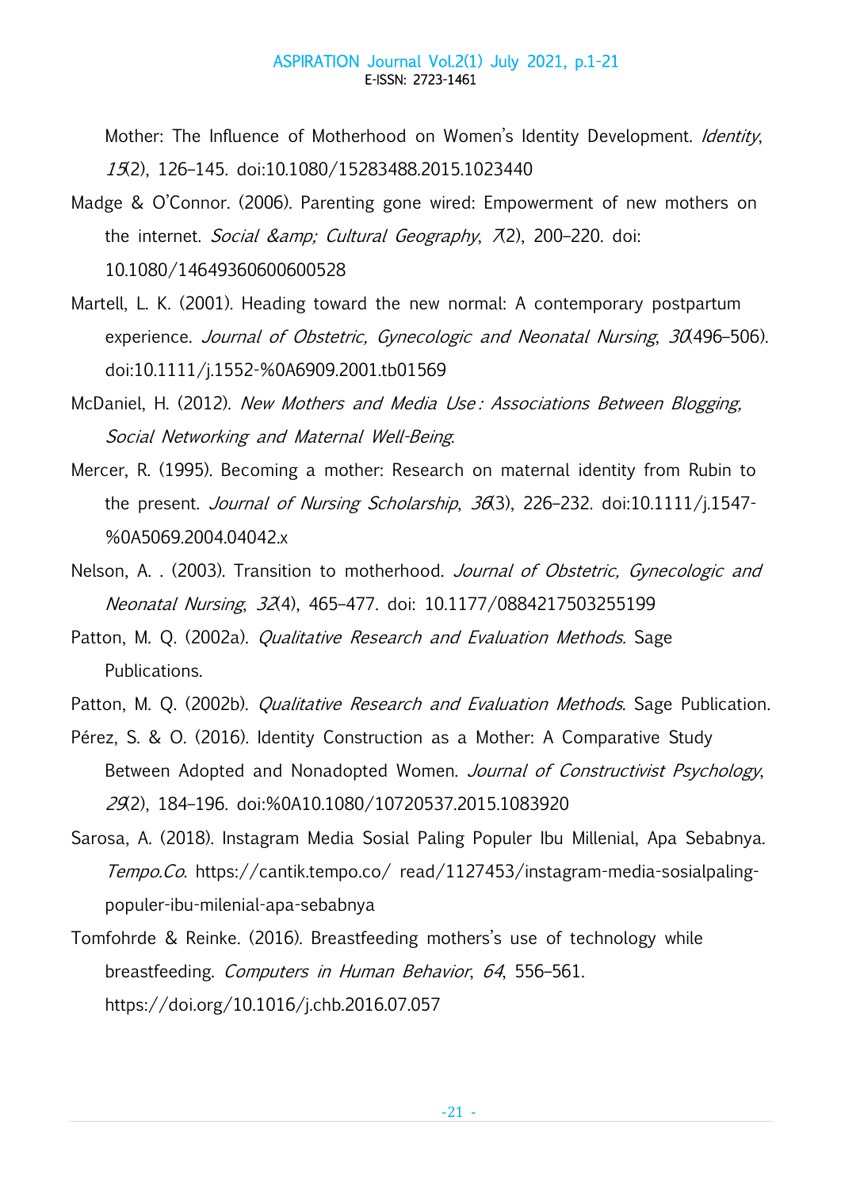Mother: The Influence of Motherhood on Women's Identity Development. *Identity*, *15*(2), 126–145. doi:10.1080/15283488.2015.1023440

Madge & O'Connor. (2006). Parenting gone wired: Empowerment of new mothers on the internet. *Social &amp; Cultural Geography*, *7*(2), 200–220. doi: 10.1080/14649360600600528

Martell, L. K. (2001). Heading toward the new normal: A contemporary postpartum experience. *Journal of Obstetric, Gynecologic and Neonatal Nursing*, *30*(496–506). doi:10.1111/j.1552-%0A6909.2001.tb01569

McDaniel, H. (2012). *New Mothers and Media Use : Associations Between Blogging, Social Networking and Maternal Well-Being*.

Mercer, R. (1995). Becoming a mother: Research on maternal identity from Rubin to the present. *Journal of Nursing Scholarship*, *36*(3), 226–232. doi:10.1111/j.1547-%0A5069.2004.04042.x

Nelson, A. . (2003). Transition to motherhood. *Journal of Obstetric, Gynecologic and Neonatal Nursing*, *32*(4), 465–477. doi: 10.1177/0884217503255199

Patton, M. Q. (2002a). *Qualitative Research and Evaluation Methods.* Sage Publications.

Patton, M. Q. (2002b). *Qualitative Research and Evaluation Methods*. Sage Publication.

Pérez, S. & O. (2016). Identity Construction as a Mother: A Comparative Study Between Adopted and Nonadopted Women. *Journal of Constructivist Psychology*, *29*(2), 184–196. doi:%0A10.1080/10720537.2015.1083920

Sarosa, A. (2018). Instagram Media Sosial Paling Populer Ibu Millenial, Apa Sebabnya. *Tempo.Co*. https://cantik.tempo.co/ read/1127453/instagram-media-sosialpaling-populer-ibu-milenial-apa-sebabnya

Tomfohrde & Reinke. (2016). Breastfeeding mothers's use of technology while breastfeeding. *Computers in Human Behavior*, *64*, 556–561. https://doi.org/10.1016/j.chb.2016.07.057